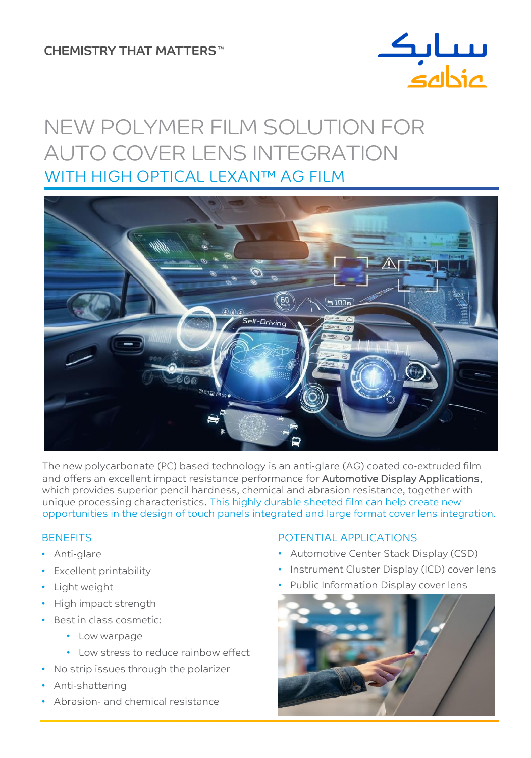CHEMISTRY THAT MATTERS™

# NEW POLYMER FILM SOLUTION FOR AUTO COVER LENS INTEGRATION

## WITH HIGH OPTICAL LEXAN™ AG FILM

The new polycarbonate (PC) based technology is an anti-glare (AG) coated co-extruded film and offers an excellent impact resistance performance for **Automotive Display Applications**, which provides superior pencil hardness, chemical and abrasion resistance, together with unique processing characteristics. This highly durable sheeted film can help create new opportunities in the design of touch panels integrated and large format cover lens integration.

### BENEFITS

- Anti-glare
- Excellent printability
- Light weight
- High impact strength
- Best in class cosmetic:
  - Low warpage
  - Low stress to reduce rainbow effect
- No strip issues through the polarizer
- Anti-shattering
- Abrasion- and chemical resistance

### POTENTIAL APPLICATIONS

- Automotive Center Stack Display (CSD)
- Instrument Cluster Display (ICD) cover lens
- Public Information Display cover lens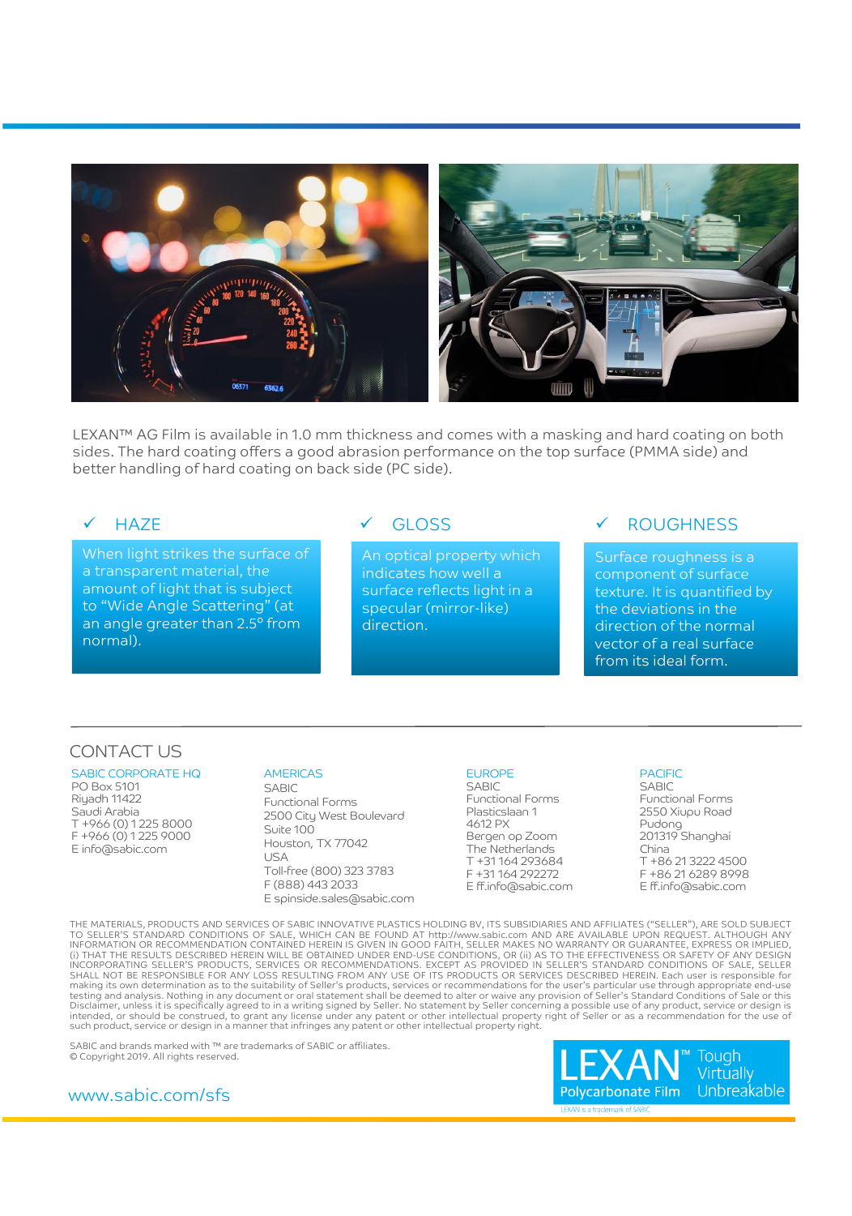LEXAN™ AG Film is available in 1.0 mm thickness and comes with a masking and hard coating on both sides. The hard coating offers a good abrasion performance on the top surface (PMMA side) and better handling of hard coating on back side (PC side).

### ✓ HAZE

When light strikes the surface of a transparent material, the amount of light that is subject to "Wide Angle Scattering" (at an angle greater than 2.5° from normal).

### ✓ GLOSS

An optical property which indicates how well a surface reflects light in a specular (mirror-like) direction.

### ✓ ROUGHNESS

Surface roughness is a component of surface texture. It is quantified by the deviations in the direction of the normal vector of a real surface from its ideal form.

## CONTACT US

**SABIC CORPORATE HQ**
PO Box 5101
Riyadh 11422
Saudi Arabia
T +966 (0) 1 225 8000
F +966 (0) 1 225 9000
E info@sabic.com

**AMERICAS**
SABIC
Functional Forms
2500 City West Boulevard
Suite 100
Houston, TX 77042
USA
Toll-free (800) 323 3783
F (888) 443 2033
E spinside.sales@sabic.com

**EUROPE**
SABIC
Functional Forms
Plasticslaan 1
4612 PX
Bergen op Zoom
The Netherlands
T +31 164 293684
F +31 164 292272
E ff.info@sabic.com

**PACIFIC**
SABIC
Functional Forms
2550 Xiupu Road
Pudong
201319 Shanghai
China
T +86 21 3222 4500
F +86 21 6289 8998
E ff.info@sabic.com

THE MATERIALS, PRODUCTS AND SERVICES OF SABIC INNOVATIVE PLASTICS HOLDING BV, ITS SUBSIDIARIES AND AFFILIATES ("SELLER"), ARE SOLD SUBJECT TO SELLER'S STANDARD CONDITIONS OF SALE, WHICH CAN BE FOUND AT http://www.sabic.com AND ARE AVAILABLE UPON REQUEST. ALTHOUGH ANY INFORMATION OR RECOMMENDATION CONTAINED HEREIN IS GIVEN IN GOOD FAITH, SELLER MAKES NO WARRANTY OR GUARANTEE, EXPRESS OR IMPLIED, (i) THAT THE RESULTS DESCRIBED HEREIN WILL BE OBTAINED UNDER END-USE CONDITIONS, OR (ii) AS TO THE EFFECTIVENESS OR SAFETY OF ANY DESIGN INCORPORATING SELLER'S PRODUCTS, SERVICES OR RECOMMENDATIONS. EXCEPT AS PROVIDED IN SELLER'S STANDARD CONDITIONS OF SALE, SELLER SHALL NOT BE RESPONSIBLE FOR ANY LOSS RESULTING FROM ANY USE OF ITS PRODUCTS OR SERVICES DESCRIBED HEREIN. Each user is responsible for making its own determination as to the suitability of Seller's products, services or recommendations for the user's particular use through appropriate end-use testing and analysis. Nothing in any document or oral statement shall be deemed to alter or waive any provision of Seller's Standard Conditions of Sale or this Disclaimer, unless it is specifically agreed to in a writing signed by Seller. No statement by Seller concerning a possible use of any product, service or design is intended, or should be construed, to grant any license under any patent or other intellectual property right of Seller or as a recommendation for the use of such product, service or design in a manner that infringes any patent or other intellectual property right.

SABIC and brands marked with ™ are trademarks of SABIC or affiliates.
© Copyright 2019. All rights reserved.

www.sabic.com/sfs

LEXAN™ Polycarbonate Film — Tough Virtually Unbreakable

LEXAN is a trademark of SABIC